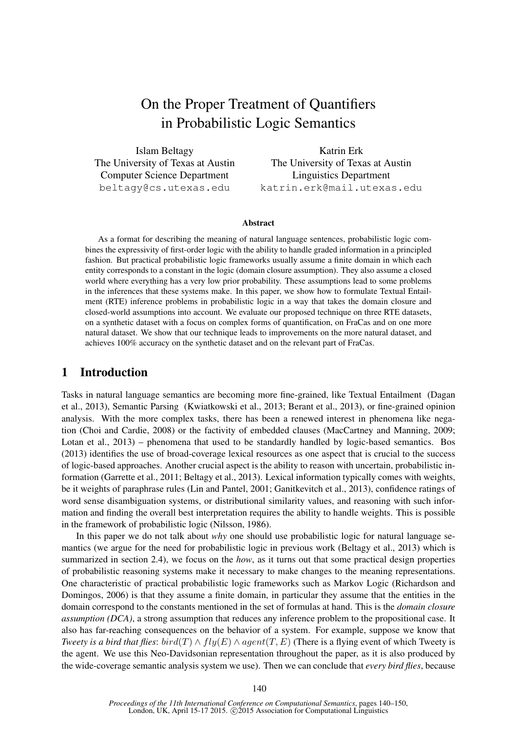# On the Proper Treatment of Quantifiers in Probabilistic Logic Semantics

Islam Beltagy
The University of Texas at Austin
Computer Science Department
beltagy@cs.utexas.edu

Katrin Erk
The University of Texas at Austin
Linguistics Department
katrin.erk@mail.utexas.edu

## Abstract

As a format for describing the meaning of natural language sentences, probabilistic logic combines the expressivity of first-order logic with the ability to handle graded information in a principled fashion. But practical probabilistic logic frameworks usually assume a finite domain in which each entity corresponds to a constant in the logic (domain closure assumption). They also assume a closed world where everything has a very low prior probability. These assumptions lead to some problems in the inferences that these systems make. In this paper, we show how to formulate Textual Entailment (RTE) inference problems in probabilistic logic in a way that takes the domain closure and closed-world assumptions into account. We evaluate our proposed technique on three RTE datasets, on a synthetic dataset with a focus on complex forms of quantification, on FraCas and on one more natural dataset. We show that our technique leads to improvements on the more natural dataset, and achieves 100% accuracy on the synthetic dataset and on the relevant part of FraCas.

## 1 Introduction

Tasks in natural language semantics are becoming more fine-grained, like Textual Entailment (Dagan et al., 2013), Semantic Parsing (Kwiatkowski et al., 2013; Berant et al., 2013), or fine-grained opinion analysis. With the more complex tasks, there has been a renewed interest in phenomena like negation (Choi and Cardie, 2008) or the factivity of embedded clauses (MacCartney and Manning, 2009; Lotan et al., 2013) – phenomena that used to be standardly handled by logic-based semantics. Bos (2013) identifies the use of broad-coverage lexical resources as one aspect that is crucial to the success of logic-based approaches. Another crucial aspect is the ability to reason with uncertain, probabilistic information (Garrette et al., 2011; Beltagy et al., 2013). Lexical information typically comes with weights, be it weights of paraphrase rules (Lin and Pantel, 2001; Ganitkevitch et al., 2013), confidence ratings of word sense disambiguation systems, or distributional similarity values, and reasoning with such information and finding the overall best interpretation requires the ability to handle weights. This is possible in the framework of probabilistic logic (Nilsson, 1986).

In this paper we do not talk about *why* one should use probabilistic logic for natural language semantics (we argue for the need for probabilistic logic in previous work (Beltagy et al., 2013) which is summarized in section 2.4), we focus on the *how*, as it turns out that some practical design properties of probabilistic reasoning systems make it necessary to make changes to the meaning representations. One characteristic of practical probabilistic logic frameworks such as Markov Logic (Richardson and Domingos, 2006) is that they assume a finite domain, in particular they assume that the entities in the domain correspond to the constants mentioned in the set of formulas at hand. This is the *domain closure assumption (DCA)*, a strong assumption that reduces any inference problem to the propositional case. It also has far-reaching consequences on the behavior of a system. For example, suppose we know that *Tweety is a bird that flies*: $bird(T) \wedge fly(E) \wedge agent(T, E)$ (There is a flying event of which Tweety is the agent. We use this Neo-Davidsonian representation throughout the paper, as it is also produced by the wide-coverage semantic analysis system we use). Then we can conclude that *every bird flies*, because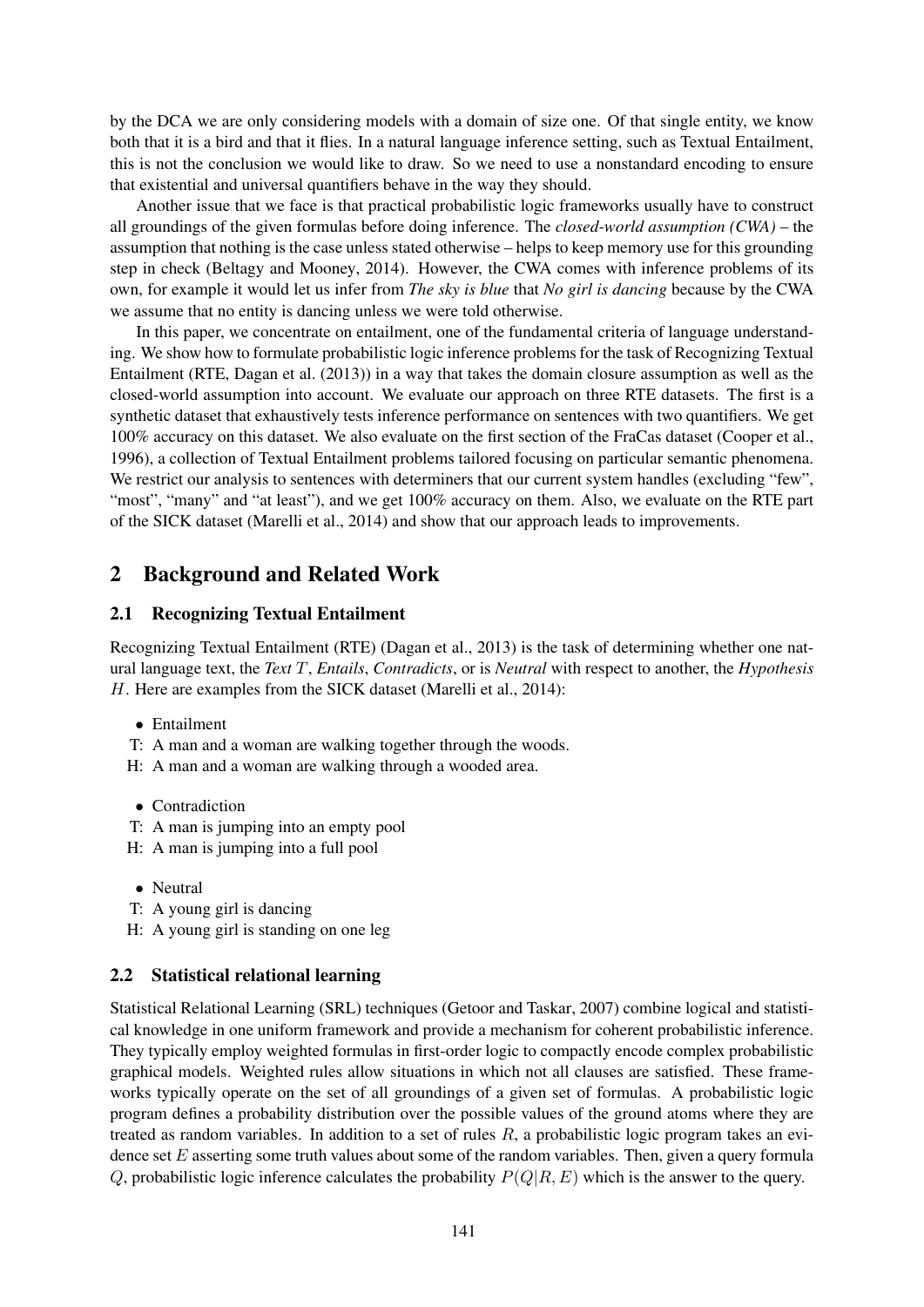by the DCA we are only considering models with a domain of size one. Of that single entity, we know both that it is a bird and that it flies. In a natural language inference setting, such as Textual Entailment, this is not the conclusion we would like to draw. So we need to use a nonstandard encoding to ensure that existential and universal quantifiers behave in the way they should.

Another issue that we face is that practical probabilistic logic frameworks usually have to construct all groundings of the given formulas before doing inference. The *closed-world assumption (CWA)* – the assumption that nothing is the case unless stated otherwise – helps to keep memory use for this grounding step in check (Beltagy and Mooney, 2014). However, the CWA comes with inference problems of its own, for example it would let us infer from *The sky is blue* that *No girl is dancing* because by the CWA we assume that no entity is dancing unless we were told otherwise.

In this paper, we concentrate on entailment, one of the fundamental criteria of language understanding. We show how to formulate probabilistic logic inference problems for the task of Recognizing Textual Entailment (RTE, Dagan et al. (2013)) in a way that takes the domain closure assumption as well as the closed-world assumption into account. We evaluate our approach on three RTE datasets. The first is a synthetic dataset that exhaustively tests inference performance on sentences with two quantifiers. We get 100% accuracy on this dataset. We also evaluate on the first section of the FraCas dataset (Cooper et al., 1996), a collection of Textual Entailment problems tailored focusing on particular semantic phenomena. We restrict our analysis to sentences with determiners that our current system handles (excluding "few", "most", "many" and "at least"), and we get 100% accuracy on them. Also, we evaluate on the RTE part of the SICK dataset (Marelli et al., 2014) and show that our approach leads to improvements.

## 2 Background and Related Work

### 2.1 Recognizing Textual Entailment

Recognizing Textual Entailment (RTE) (Dagan et al., 2013) is the task of determining whether one natural language text, the *Text* $T$, *Entails*, *Contradicts*, or is *Neutral* with respect to another, the *Hypothesis* $H$. Here are examples from the SICK dataset (Marelli et al., 2014):

- Entailment

T: A man and a woman are walking together through the woods.
H: A man and a woman are walking through a wooded area.

- Contradiction

T: A man is jumping into an empty pool
H: A man is jumping into a full pool

- Neutral

T: A young girl is dancing
H: A young girl is standing on one leg

### 2.2 Statistical relational learning

Statistical Relational Learning (SRL) techniques (Getoor and Taskar, 2007) combine logical and statistical knowledge in one uniform framework and provide a mechanism for coherent probabilistic inference. They typically employ weighted formulas in first-order logic to compactly encode complex probabilistic graphical models. Weighted rules allow situations in which not all clauses are satisfied. These frameworks typically operate on the set of all groundings of a given set of formulas. A probabilistic logic program defines a probability distribution over the possible values of the ground atoms where they are treated as random variables. In addition to a set of rules $R$, a probabilistic logic program takes an evidence set $E$ asserting some truth values about some of the random variables. Then, given a query formula $Q$, probabilistic logic inference calculates the probability $P(Q|R, E)$ which is the answer to the query.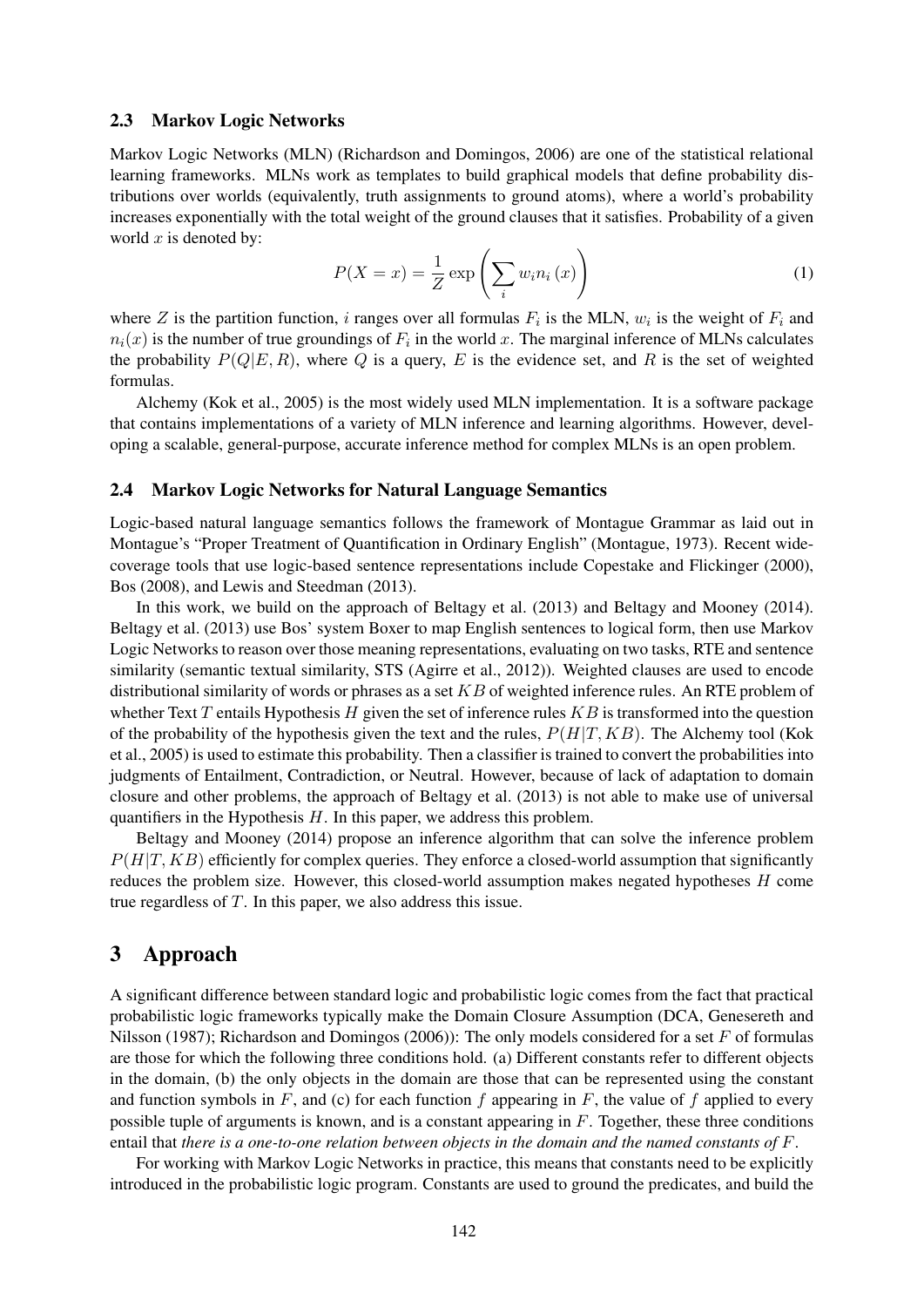### 2.3 Markov Logic Networks

Markov Logic Networks (MLN) (Richardson and Domingos, 2006) are one of the statistical relational learning frameworks. MLNs work as templates to build graphical models that define probability distributions over worlds (equivalently, truth assignments to ground atoms), where a world's probability increases exponentially with the total weight of the ground clauses that it satisfies. Probability of a given world $x$ is denoted by:

$$P(X = x) = \frac{1}{Z} \exp \left( \sum_i w_i n_i(x) \right) \tag{1}$$

where $Z$ is the partition function, $i$ ranges over all formulas $F_i$ is the MLN, $w_i$ is the weight of $F_i$ and $n_i(x)$ is the number of true groundings of $F_i$ in the world $x$. The marginal inference of MLNs calculates the probability $P(Q|E, R)$, where $Q$ is a query, $E$ is the evidence set, and $R$ is the set of weighted formulas.

Alchemy (Kok et al., 2005) is the most widely used MLN implementation. It is a software package that contains implementations of a variety of MLN inference and learning algorithms. However, developing a scalable, general-purpose, accurate inference method for complex MLNs is an open problem.

### 2.4 Markov Logic Networks for Natural Language Semantics

Logic-based natural language semantics follows the framework of Montague Grammar as laid out in Montague's "Proper Treatment of Quantification in Ordinary English" (Montague, 1973). Recent wide-coverage tools that use logic-based sentence representations include Copestake and Flickinger (2000), Bos (2008), and Lewis and Steedman (2013).

In this work, we build on the approach of Beltagy et al. (2013) and Beltagy and Mooney (2014). Beltagy et al. (2013) use Bos' system Boxer to map English sentences to logical form, then use Markov Logic Networks to reason over those meaning representations, evaluating on two tasks, RTE and sentence similarity (semantic textual similarity, STS (Agirre et al., 2012)). Weighted clauses are used to encode distributional similarity of words or phrases as a set $KB$ of weighted inference rules. An RTE problem of whether Text $T$ entails Hypothesis $H$ given the set of inference rules $KB$ is transformed into the question of the probability of the hypothesis given the text and the rules, $P(H|T, KB)$. The Alchemy tool (Kok et al., 2005) is used to estimate this probability. Then a classifier is trained to convert the probabilities into judgments of Entailment, Contradiction, or Neutral. However, because of lack of adaptation to domain closure and other problems, the approach of Beltagy et al. (2013) is not able to make use of universal quantifiers in the Hypothesis $H$. In this paper, we address this problem.

Beltagy and Mooney (2014) propose an inference algorithm that can solve the inference problem $P(H|T, KB)$ efficiently for complex queries. They enforce a closed-world assumption that significantly reduces the problem size. However, this closed-world assumption makes negated hypotheses $H$ come true regardless of $T$. In this paper, we also address this issue.

## 3 Approach

A significant difference between standard logic and probabilistic logic comes from the fact that practical probabilistic logic frameworks typically make the Domain Closure Assumption (DCA, Genesereth and Nilsson (1987); Richardson and Domingos (2006)): The only models considered for a set $F$ of formulas are those for which the following three conditions hold. (a) Different constants refer to different objects in the domain, (b) the only objects in the domain are those that can be represented using the constant and function symbols in $F$, and (c) for each function $f$ appearing in $F$, the value of $f$ applied to every possible tuple of arguments is known, and is a constant appearing in $F$. Together, these three conditions entail that *there is a one-to-one relation between objects in the domain and the named constants of $F$*.

For working with Markov Logic Networks in practice, this means that constants need to be explicitly introduced in the probabilistic logic program. Constants are used to ground the predicates, and build the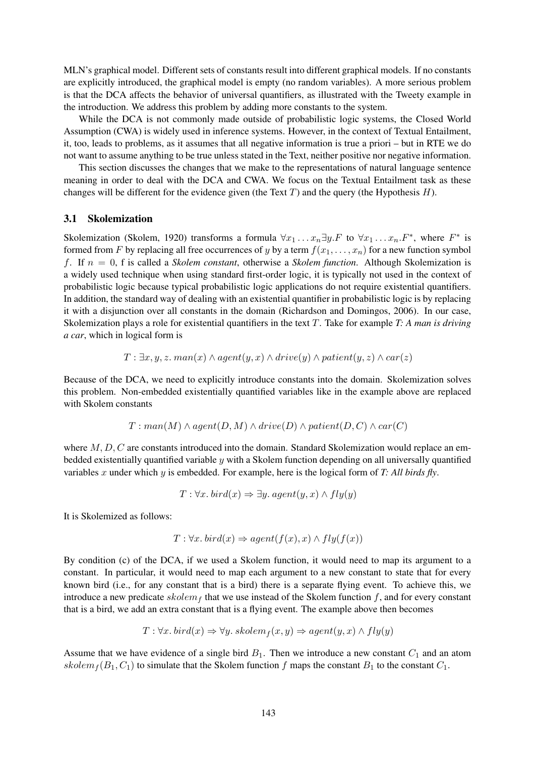MLN's graphical model. Different sets of constants result into different graphical models. If no constants are explicitly introduced, the graphical model is empty (no random variables). A more serious problem is that the DCA affects the behavior of universal quantifiers, as illustrated with the Tweety example in the introduction. We address this problem by adding more constants to the system.

While the DCA is not commonly made outside of probabilistic logic systems, the Closed World Assumption (CWA) is widely used in inference systems. However, in the context of Textual Entailment, it, too, leads to problems, as it assumes that all negative information is true a priori – but in RTE we do not want to assume anything to be true unless stated in the Text, neither positive nor negative information.

This section discusses the changes that we make to the representations of natural language sentence meaning in order to deal with the DCA and CWA. We focus on the Textual Entailment task as these changes will be different for the evidence given (the Text $T$) and the query (the Hypothesis $H$).

### 3.1 Skolemization

Skolemization (Skolem, 1920) transforms a formula $\forall x_1 \ldots x_n \exists y.F$ to $\forall x_1 \ldots x_n.F^*$, where $F^*$ is formed from $F$ by replacing all free occurrences of $y$ by a term $f(x_1, \ldots, x_n)$ for a new function symbol $f$. If $n = 0$, f is called a ***Skolem constant***, otherwise a ***Skolem function***. Although Skolemization is a widely used technique when using standard first-order logic, it is typically not used in the context of probabilistic logic because typical probabilistic logic applications do not require existential quantifiers. In addition, the standard way of dealing with an existential quantifier in probabilistic logic is by replacing it with a disjunction over all constants in the domain (Richardson and Domingos, 2006). In our case, Skolemization plays a role for existential quantifiers in the text $T$. Take for example ***T: A man is driving a car***, which in logical form is

$$T : \exists x, y, z.\ man(x) \wedge agent(y, x) \wedge drive(y) \wedge patient(y, z) \wedge car(z)$$

Because of the DCA, we need to explicitly introduce constants into the domain. Skolemization solves this problem. Non-embedded existentially quantified variables like in the example above are replaced with Skolem constants

$$T : man(M) \wedge agent(D, M) \wedge drive(D) \wedge patient(D, C) \wedge car(C)$$

where $M, D, C$ are constants introduced into the domain. Standard Skolemization would replace an embedded existentially quantified variable $y$ with a Skolem function depending on all universally quantified variables $x$ under which $y$ is embedded. For example, here is the logical form of ***T: All birds fly***.

$$T : \forall x.\ bird(x) \Rightarrow \exists y.\ agent(y, x) \wedge fly(y)$$

It is Skolemized as follows:

$$T : \forall x.\ bird(x) \Rightarrow agent(f(x), x) \wedge fly(f(x))$$

By condition (c) of the DCA, if we used a Skolem function, it would need to map its argument to a constant. In particular, it would need to map each argument to a new constant to state that for every known bird (i.e., for any constant that is a bird) there is a separate flying event. To achieve this, we introduce a new predicate $skolem_f$ that we use instead of the Skolem function $f$, and for every constant that is a bird, we add an extra constant that is a flying event. The example above then becomes

$$T : \forall x.\ bird(x) \Rightarrow \forall y.\ skolem_f(x, y) \Rightarrow agent(y, x) \wedge fly(y)$$

Assume that we have evidence of a single bird $B_1$. Then we introduce a new constant $C_1$ and an atom $skolem_f(B_1, C_1)$ to simulate that the Skolem function $f$ maps the constant $B_1$ to the constant $C_1$.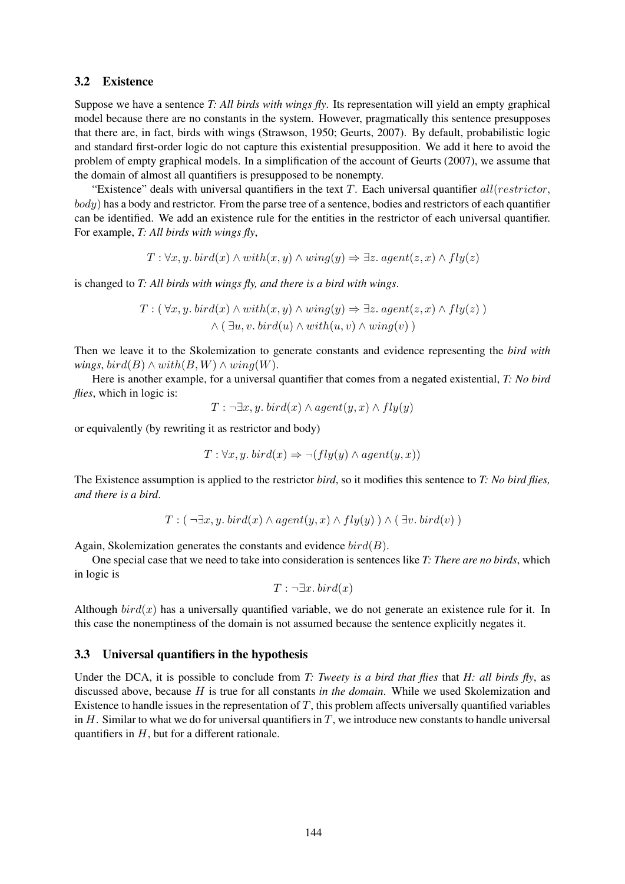### 3.2 Existence

Suppose we have a sentence *T: All birds with wings fly*. Its representation will yield an empty graphical model because there are no constants in the system. However, pragmatically this sentence presupposes that there are, in fact, birds with wings (Strawson, 1950; Geurts, 2007). By default, probabilistic logic and standard first-order logic do not capture this existential presupposition. We add it here to avoid the problem of empty graphical models. In a simplification of the account of Geurts (2007), we assume that the domain of almost all quantifiers is presupposed to be nonempty.

"Existence" deals with universal quantifiers in the text $T$. Each universal quantifier $all(restrictor, body)$ has a body and restrictor. From the parse tree of a sentence, bodies and restrictors of each quantifier can be identified. We add an existence rule for the entities in the restrictor of each universal quantifier. For example, *T: All birds with wings fly*,

$$T : \forall x, y.\ bird(x) \wedge with(x, y) \wedge wing(y) \Rightarrow \exists z.\ agent(z, x) \wedge fly(z)$$

is changed to *T: All birds with wings fly, and there is a bird with wings*.

$$T : (\ \forall x, y.\ bird(x) \wedge with(x, y) \wedge wing(y) \Rightarrow \exists z.\ agent(z, x) \wedge fly(z)\ )$$
$$\wedge\ (\ \exists u, v.\ bird(u) \wedge with(u, v) \wedge wing(v)\ )$$

Then we leave it to the Skolemization to generate constants and evidence representing the *bird with wings*, $bird(B) \wedge with(B, W) \wedge wing(W)$.

Here is another example, for a universal quantifier that comes from a negated existential, *T: No bird flies*, which in logic is:

$$T : \neg\exists x, y.\ bird(x) \wedge agent(y, x) \wedge fly(y)$$

or equivalently (by rewriting it as restrictor and body)

$$T : \forall x, y.\ bird(x) \Rightarrow \neg(fly(y) \wedge agent(y, x))$$

The Existence assumption is applied to the restrictor *bird*, so it modifies this sentence to *T: No bird flies, and there is a bird*.

$$T : (\ \neg\exists x, y.\ bird(x) \wedge agent(y, x) \wedge fly(y)\ ) \wedge (\ \exists v.\ bird(v)\ )$$

Again, Skolemization generates the constants and evidence $bird(B)$.

One special case that we need to take into consideration is sentences like *T: There are no birds*, which in logic is

$$T : \neg\exists x.\ bird(x)$$

Although $bird(x)$ has a universally quantified variable, we do not generate an existence rule for it. In this case the nonemptiness of the domain is not assumed because the sentence explicitly negates it.

### 3.3 Universal quantifiers in the hypothesis

Under the DCA, it is possible to conclude from *T: Tweety is a bird that flies* that *H: all birds fly*, as discussed above, because $H$ is true for all constants *in the domain*. While we used Skolemization and Existence to handle issues in the representation of $T$, this problem affects universally quantified variables in $H$. Similar to what we do for universal quantifiers in $T$, we introduce new constants to handle universal quantifiers in $H$, but for a different rationale.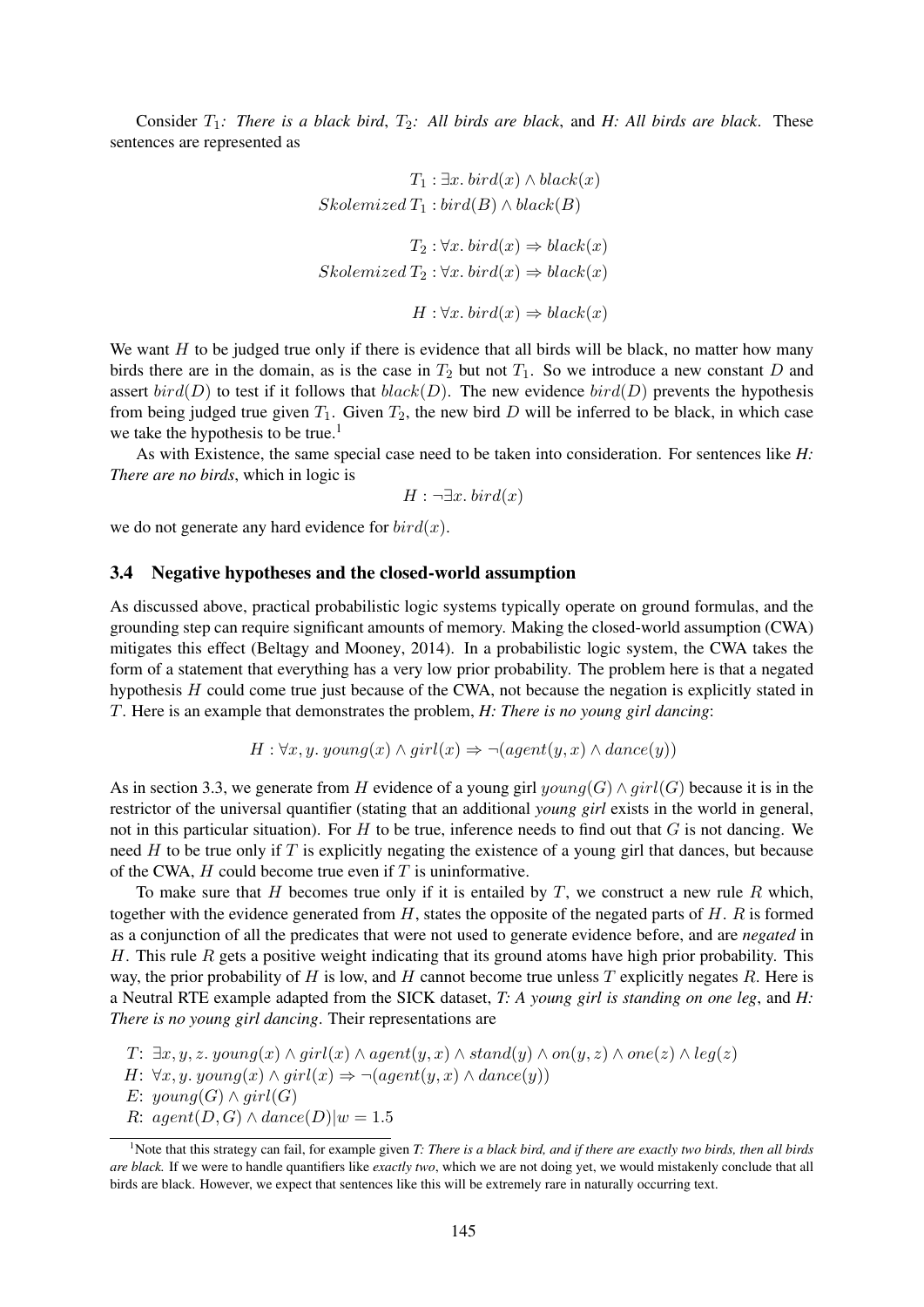Consider $T_1$*: There is a black bird*, $T_2$*: All birds are black*, and ***H****: All birds are black*. These sentences are represented as

$$T_1 : \exists x.\, bird(x) \wedge black(x)$$
$$Skolemized\, T_1 : bird(B) \wedge black(B)$$

$$T_2 : \forall x.\, bird(x) \Rightarrow black(x)$$
$$Skolemized\, T_2 : \forall x.\, bird(x) \Rightarrow black(x)$$

$$H : \forall x.\, bird(x) \Rightarrow black(x)$$

We want $H$ to be judged true only if there is evidence that all birds will be black, no matter how many birds there are in the domain, as is the case in $T_2$ but not $T_1$. So we introduce a new constant $D$ and assert $bird(D)$ to test if it follows that $black(D)$. The new evidence $bird(D)$ prevents the hypothesis from being judged true given $T_1$. Given $T_2$, the new bird $D$ will be inferred to be black, in which case we take the hypothesis to be true.[1]

As with Existence, the same special case need to be taken into consideration. For sentences like ***H****: There are no birds*, which in logic is

$$H : \neg\exists x.\, bird(x)$$

we do not generate any hard evidence for $bird(x)$.

### 3.4 Negative hypotheses and the closed-world assumption

As discussed above, practical probabilistic logic systems typically operate on ground formulas, and the grounding step can require significant amounts of memory. Making the closed-world assumption (CWA) mitigates this effect (Beltagy and Mooney, 2014). In a probabilistic logic system, the CWA takes the form of a statement that everything has a very low prior probability. The problem here is that a negated hypothesis $H$ could come true just because of the CWA, not because the negation is explicitly stated in $T$. Here is an example that demonstrates the problem, ***H****: There is no young girl dancing*:

$$H : \forall x, y.\, young(x) \wedge girl(x) \Rightarrow \neg(agent(y, x) \wedge dance(y))$$

As in section 3.3, we generate from $H$ evidence of a young girl $young(G) \wedge girl(G)$ because it is in the restrictor of the universal quantifier (stating that an additional *young girl* exists in the world in general, not in this particular situation). For $H$ to be true, inference needs to find out that $G$ is not dancing. We need $H$ to be true only if $T$ is explicitly negating the existence of a young girl that dances, but because of the CWA, $H$ could become true even if $T$ is uninformative.

To make sure that $H$ becomes true only if it is entailed by $T$, we construct a new rule $R$ which, together with the evidence generated from $H$, states the opposite of the negated parts of $H$. $R$ is formed as a conjunction of all the predicates that were not used to generate evidence before, and are *negated* in $H$. This rule $R$ gets a positive weight indicating that its ground atoms have high prior probability. This way, the prior probability of $H$ is low, and $H$ cannot become true unless $T$ explicitly negates $R$. Here is a Neutral RTE example adapted from the SICK dataset, ***T****: A young girl is standing on one leg*, and ***H****: There is no young girl dancing*. Their representations are

$T$: $\exists x, y, z.\, young(x) \wedge girl(x) \wedge agent(y, x) \wedge stand(y) \wedge on(y, z) \wedge one(z) \wedge leg(z)$
$H$: $\forall x, y.\, young(x) \wedge girl(x) \Rightarrow \neg(agent(y, x) \wedge dance(y))$
$E$: $young(G) \wedge girl(G)$
$R$: $agent(D, G) \wedge dance(D) | w = 1.5$

[1] Note that this strategy can fail, for example given *T: There is a black bird, and if there are exactly two birds, then all birds are black.* If we were to handle quantifiers like *exactly two*, which we are not doing yet, we would mistakenly conclude that all birds are black. However, we expect that sentences like this will be extremely rare in naturally occurring text.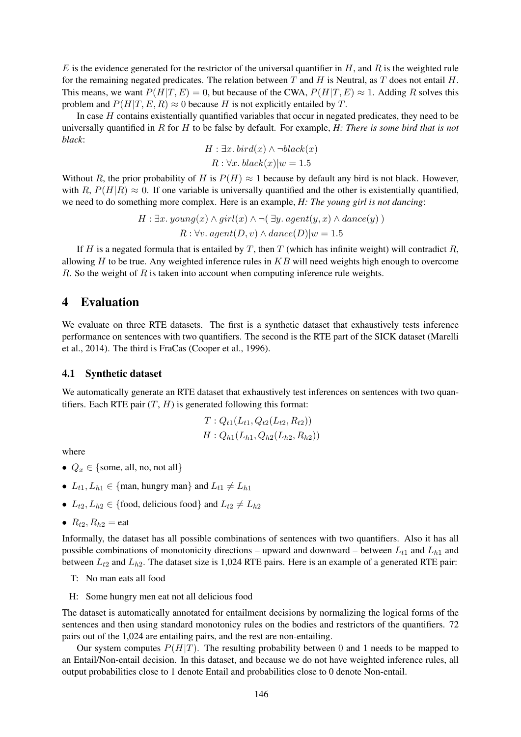$E$ is the evidence generated for the restrictor of the universal quantifier in $H$, and $R$ is the weighted rule for the remaining negated predicates. The relation between $T$ and $H$ is Neutral, as $T$ does not entail $H$. This means, we want $P(H|T,E) = 0$, but because of the CWA, $P(H|T,E) \approx 1$. Adding $R$ solves this problem and $P(H|T,E,R) \approx 0$ because $H$ is not explicitly entailed by $T$.

In case $H$ contains existentially quantified variables that occur in negated predicates, they need to be universally quantified in $R$ for $H$ to be false by default. For example, ***H: There is some bird that is not black***:

$$H : \exists x.\, bird(x) \wedge \neg black(x)$$
$$R : \forall x.\, black(x) | w = 1.5$$

Without $R$, the prior probability of $H$ is $P(H) \approx 1$ because by default any bird is not black. However, with $R$, $P(H|R) \approx 0$. If one variable is universally quantified and the other is existentially quantified, we need to do something more complex. Here is an example, ***H: The young girl is not dancing***:

$$H : \exists x.\, young(x) \wedge girl(x) \wedge \neg(\, \exists y.\, agent(y,x) \wedge dance(y)\,)$$
$$R : \forall v.\, agent(D,v) \wedge dance(D) | w = 1.5$$

If $H$ is a negated formula that is entailed by $T$, then $T$ (which has infinite weight) will contradict $R$, allowing $H$ to be true. Any weighted inference rules in $KB$ will need weights high enough to overcome $R$. So the weight of $R$ is taken into account when computing inference rule weights.

# 4 Evaluation

We evaluate on three RTE datasets. The first is a synthetic dataset that exhaustively tests inference performance on sentences with two quantifiers. The second is the RTE part of the SICK dataset (Marelli et al., 2014). The third is FraCas (Cooper et al., 1996).

## 4.1 Synthetic dataset

We automatically generate an RTE dataset that exhaustively test inferences on sentences with two quantifiers. Each RTE pair ($T$, $H$) is generated following this format:

$$T : Q_{t1}(L_{t1}, Q_{t2}(L_{t2}, R_{t2}))$$
$$H : Q_{h1}(L_{h1}, Q_{h2}(L_{h2}, R_{h2}))$$

where

- $Q_x \in$ {some, all, no, not all}
- $L_{t1}, L_{h1} \in$ {man, hungry man} and $L_{t1} \neq L_{h1}$
- $L_{t2}, L_{h2} \in$ {food, delicious food} and $L_{t2} \neq L_{h2}$
- $R_{t2}, R_{h2}$ = eat

Informally, the dataset has all possible combinations of sentences with two quantifiers. Also it has all possible combinations of monotonicity directions – upward and downward – between $L_{t1}$ and $L_{h1}$ and between $L_{t2}$ and $L_{h2}$. The dataset size is 1,024 RTE pairs. Here is an example of a generated RTE pair:

T: No man eats all food

H: Some hungry men eat not all delicious food

The dataset is automatically annotated for entailment decisions by normalizing the logical forms of the sentences and then using standard monotonicy rules on the bodies and restrictors of the quantifiers. 72 pairs out of the 1,024 are entailing pairs, and the rest are non-entailing.

Our system computes $P(H|T)$. The resulting probability between 0 and 1 needs to be mapped to an Entail/Non-entail decision. In this dataset, and because we do not have weighted inference rules, all output probabilities close to 1 denote Entail and probabilities close to 0 denote Non-entail.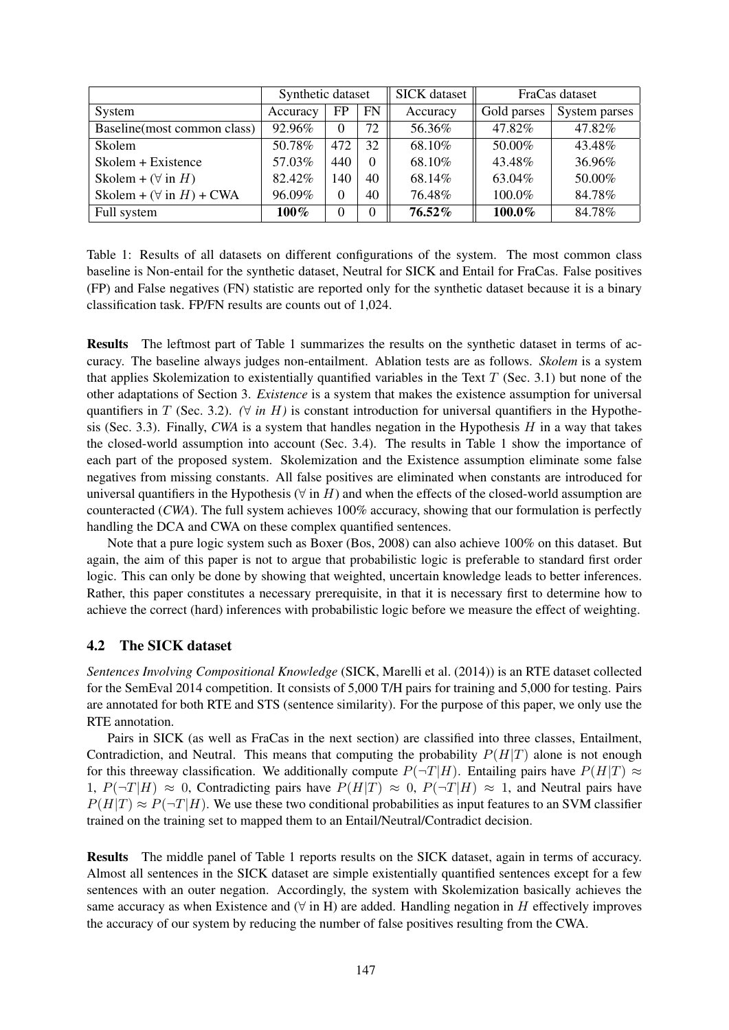| | Synthetic dataset | | | SICK dataset | FraCas dataset | |
|---|---|---|---|---|---|---|
| System | Accuracy | FP | FN | Accuracy | Gold parses | System parses |
| Baseline(most common class) | 92.96% | 0 | 72 | 56.36% | 47.82% | 47.82% |
| Skolem | 50.78% | 472 | 32 | 68.10% | 50.00% | 43.48% |
| Skolem + Existence | 57.03% | 440 | 0 | 68.10% | 43.48% | 36.96% |
| Skolem + ($\forall$ in $H$) | 82.42% | 140 | 40 | 68.14% | 63.04% | 50.00% |
| Skolem + ($\forall$ in $H$) + CWA | 96.09% | 0 | 40 | 76.48% | 100.0% | 84.78% |
| Full system | **100%** | 0 | 0 | **76.52%** | **100.0%** | 84.78% |

Table 1: Results of all datasets on different configurations of the system. The most common class baseline is Non-entail for the synthetic dataset, Neutral for SICK and Entail for FraCas. False positives (FP) and False negatives (FN) statistic are reported only for the synthetic dataset because it is a binary classification task. FP/FN results are counts out of 1,024.

**Results** The leftmost part of Table 1 summarizes the results on the synthetic dataset in terms of accuracy. The baseline always judges non-entailment. Ablation tests are as follows. *Skolem* is a system that applies Skolemization to existentially quantified variables in the Text $T$ (Sec. 3.1) but none of the other adaptations of Section 3. *Existence* is a system that makes the existence assumption for universal quantifiers in $T$ (Sec. 3.2). *($\forall$ in $H$)* is constant introduction for universal quantifiers in the Hypothesis (Sec. 3.3). Finally, *CWA* is a system that handles negation in the Hypothesis $H$ in a way that takes the closed-world assumption into account (Sec. 3.4). The results in Table 1 show the importance of each part of the proposed system. Skolemization and the Existence assumption eliminate some false negatives from missing constants. All false positives are eliminated when constants are introduced for universal quantifiers in the Hypothesis ($\forall$ in $H$) and when the effects of the closed-world assumption are counteracted (*CWA*). The full system achieves 100% accuracy, showing that our formulation is perfectly handling the DCA and CWA on these complex quantified sentences.

Note that a pure logic system such as Boxer (Bos, 2008) can also achieve 100% on this dataset. But again, the aim of this paper is not to argue that probabilistic logic is preferable to standard first order logic. This can only be done by showing that weighted, uncertain knowledge leads to better inferences. Rather, this paper constitutes a necessary prerequisite, in that it is necessary first to determine how to achieve the correct (hard) inferences with probabilistic logic before we measure the effect of weighting.

### 4.2 The SICK dataset

*Sentences Involving Compositional Knowledge* (SICK, Marelli et al. (2014)) is an RTE dataset collected for the SemEval 2014 competition. It consists of 5,000 T/H pairs for training and 5,000 for testing. Pairs are annotated for both RTE and STS (sentence similarity). For the purpose of this paper, we only use the RTE annotation.

Pairs in SICK (as well as FraCas in the next section) are classified into three classes, Entailment, Contradiction, and Neutral. This means that computing the probability $P(H|T)$ alone is not enough for this threeway classification. We additionally compute $P(\neg T|H)$. Entailing pairs have $P(H|T) \approx 1$, $P(\neg T|H) \approx 0$, Contradicting pairs have $P(H|T) \approx 0$, $P(\neg T|H) \approx 1$, and Neutral pairs have $P(H|T) \approx P(\neg T|H)$. We use these two conditional probabilities as input features to an SVM classifier trained on the training set to mapped them to an Entail/Neutral/Contradict decision.

**Results** The middle panel of Table 1 reports results on the SICK dataset, again in terms of accuracy. Almost all sentences in the SICK dataset are simple existentially quantified sentences except for a few sentences with an outer negation. Accordingly, the system with Skolemization basically achieves the same accuracy as when Existence and ($\forall$ in H) are added. Handling negation in $H$ effectively improves the accuracy of our system by reducing the number of false positives resulting from the CWA.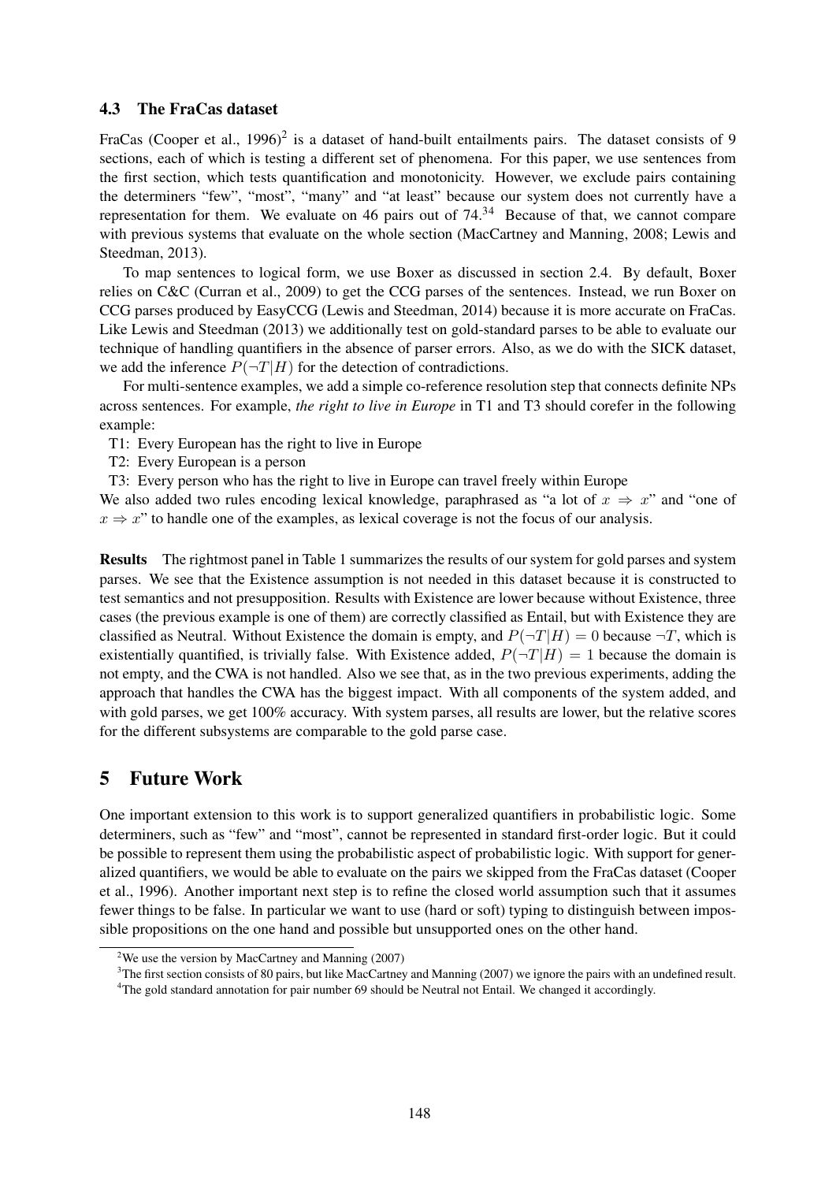### 4.3 The FraCas dataset

FraCas (Cooper et al., 1996)[2] is a dataset of hand-built entailments pairs. The dataset consists of 9 sections, each of which is testing a different set of phenomena. For this paper, we use sentences from the first section, which tests quantification and monotonicity. However, we exclude pairs containing the determiners "few", "most", "many" and "at least" because our system does not currently have a representation for them. We evaluate on 46 pairs out of 74.[3,4] Because of that, we cannot compare with previous systems that evaluate on the whole section (MacCartney and Manning, 2008; Lewis and Steedman, 2013).

To map sentences to logical form, we use Boxer as discussed in section 2.4. By default, Boxer relies on C&C (Curran et al., 2009) to get the CCG parses of the sentences. Instead, we run Boxer on CCG parses produced by EasyCCG (Lewis and Steedman, 2014) because it is more accurate on FraCas. Like Lewis and Steedman (2013) we additionally test on gold-standard parses to be able to evaluate our technique of handling quantifiers in the absence of parser errors. Also, as we do with the SICK dataset, we add the inference $P(\neg T|H)$ for the detection of contradictions.

For multi-sentence examples, we add a simple co-reference resolution step that connects definite NPs across sentences. For example, *the right to live in Europe* in T1 and T3 should corefer in the following example:

T1: Every European has the right to live in Europe
T2: Every European is a person
T3: Every person who has the right to live in Europe can travel freely within Europe

We also added two rules encoding lexical knowledge, paraphrased as "a lot of $x \Rightarrow x$" and "one of $x \Rightarrow x$" to handle one of the examples, as lexical coverage is not the focus of our analysis.

**Results** The rightmost panel in Table 1 summarizes the results of our system for gold parses and system parses. We see that the Existence assumption is not needed in this dataset because it is constructed to test semantics and not presupposition. Results with Existence are lower because without Existence, three cases (the previous example is one of them) are correctly classified as Entail, but with Existence they are classified as Neutral. Without Existence the domain is empty, and $P(\neg T|H) = 0$ because $\neg T$, which is existentially quantified, is trivially false. With Existence added, $P(\neg T|H) = 1$ because the domain is not empty, and the CWA is not handled. Also we see that, as in the two previous experiments, adding the approach that handles the CWA has the biggest impact. With all components of the system added, and with gold parses, we get 100% accuracy. With system parses, all results are lower, but the relative scores for the different subsystems are comparable to the gold parse case.

## 5 Future Work

One important extension to this work is to support generalized quantifiers in probabilistic logic. Some determiners, such as "few" and "most", cannot be represented in standard first-order logic. But it could be possible to represent them using the probabilistic aspect of probabilistic logic. With support for generalized quantifiers, we would be able to evaluate on the pairs we skipped from the FraCas dataset (Cooper et al., 1996). Another important next step is to refine the closed world assumption such that it assumes fewer things to be false. In particular we want to use (hard or soft) typing to distinguish between impossible propositions on the one hand and possible but unsupported ones on the other hand.

[2] We use the version by MacCartney and Manning (2007)

[3] The first section consists of 80 pairs, but like MacCartney and Manning (2007) we ignore the pairs with an undefined result.

[4] The gold standard annotation for pair number 69 should be Neutral not Entail. We changed it accordingly.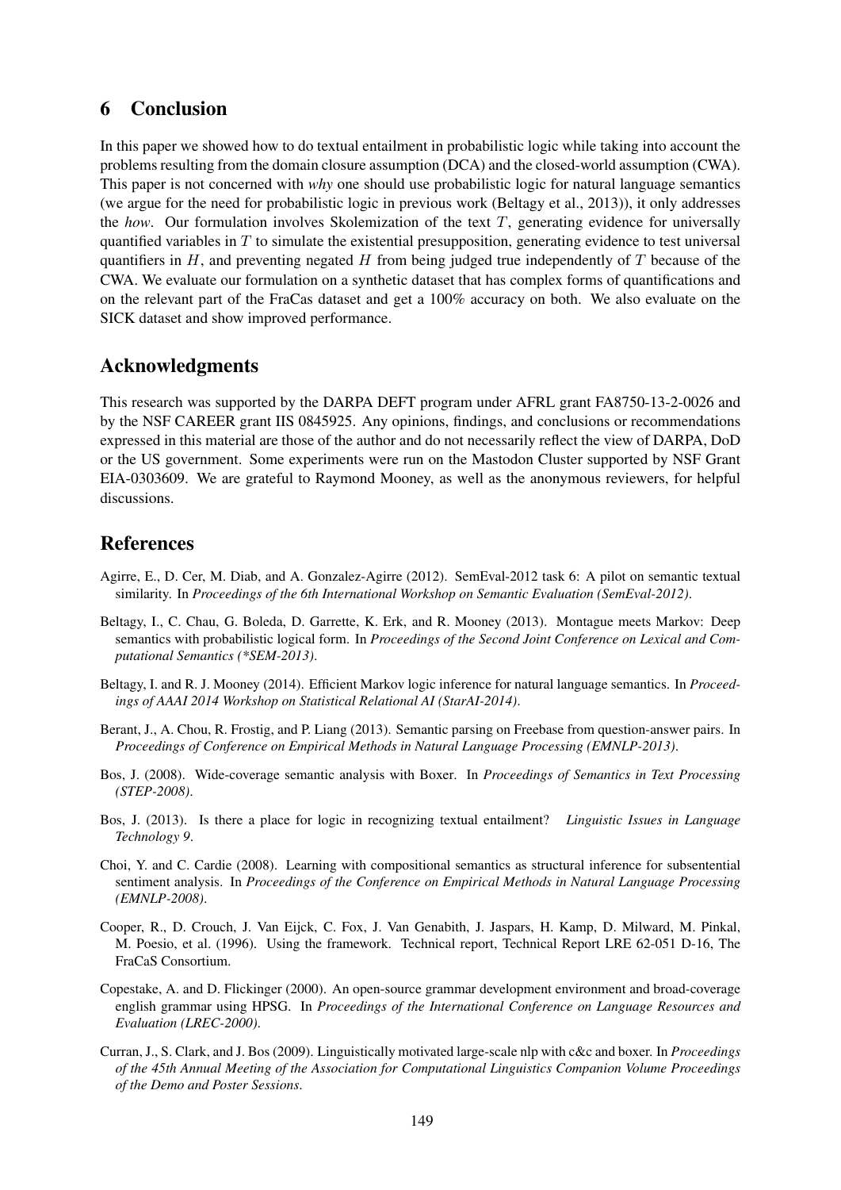## 6 Conclusion

In this paper we showed how to do textual entailment in probabilistic logic while taking into account the problems resulting from the domain closure assumption (DCA) and the closed-world assumption (CWA). This paper is not concerned with *why* one should use probabilistic logic for natural language semantics (we argue for the need for probabilistic logic in previous work (Beltagy et al., 2013)), it only addresses the *how*. Our formulation involves Skolemization of the text $T$, generating evidence for universally quantified variables in $T$ to simulate the existential presupposition, generating evidence to test universal quantifiers in $H$, and preventing negated $H$ from being judged true independently of $T$ because of the CWA. We evaluate our formulation on a synthetic dataset that has complex forms of quantifications and on the relevant part of the FraCas dataset and get a 100% accuracy on both. We also evaluate on the SICK dataset and show improved performance.

## Acknowledgments

This research was supported by the DARPA DEFT program under AFRL grant FA8750-13-2-0026 and by the NSF CAREER grant IIS 0845925. Any opinions, findings, and conclusions or recommendations expressed in this material are those of the author and do not necessarily reflect the view of DARPA, DoD or the US government. Some experiments were run on the Mastodon Cluster supported by NSF Grant EIA-0303609. We are grateful to Raymond Mooney, as well as the anonymous reviewers, for helpful discussions.

## References

Agirre, E., D. Cer, M. Diab, and A. Gonzalez-Agirre (2012). SemEval-2012 task 6: A pilot on semantic textual similarity. In *Proceedings of the 6th International Workshop on Semantic Evaluation (SemEval-2012)*.

Beltagy, I., C. Chau, G. Boleda, D. Garrette, K. Erk, and R. Mooney (2013). Montague meets Markov: Deep semantics with probabilistic logical form. In *Proceedings of the Second Joint Conference on Lexical and Computational Semantics (\*SEM-2013)*.

Beltagy, I. and R. J. Mooney (2014). Efficient Markov logic inference for natural language semantics. In *Proceedings of AAAI 2014 Workshop on Statistical Relational AI (StarAI-2014)*.

Berant, J., A. Chou, R. Frostig, and P. Liang (2013). Semantic parsing on Freebase from question-answer pairs. In *Proceedings of Conference on Empirical Methods in Natural Language Processing (EMNLP-2013)*.

Bos, J. (2008). Wide-coverage semantic analysis with Boxer. In *Proceedings of Semantics in Text Processing (STEP-2008)*.

Bos, J. (2013). Is there a place for logic in recognizing textual entailment? *Linguistic Issues in Language Technology 9*.

Choi, Y. and C. Cardie (2008). Learning with compositional semantics as structural inference for subsentential sentiment analysis. In *Proceedings of the Conference on Empirical Methods in Natural Language Processing (EMNLP-2008)*.

Cooper, R., D. Crouch, J. Van Eijck, C. Fox, J. Van Genabith, J. Jaspars, H. Kamp, D. Milward, M. Pinkal, M. Poesio, et al. (1996). Using the framework. Technical report, Technical Report LRE 62-051 D-16, The FraCaS Consortium.

Copestake, A. and D. Flickinger (2000). An open-source grammar development environment and broad-coverage english grammar using HPSG. In *Proceedings of the International Conference on Language Resources and Evaluation (LREC-2000)*.

Curran, J., S. Clark, and J. Bos (2009). Linguistically motivated large-scale nlp with c&c and boxer. In *Proceedings of the 45th Annual Meeting of the Association for Computational Linguistics Companion Volume Proceedings of the Demo and Poster Sessions*.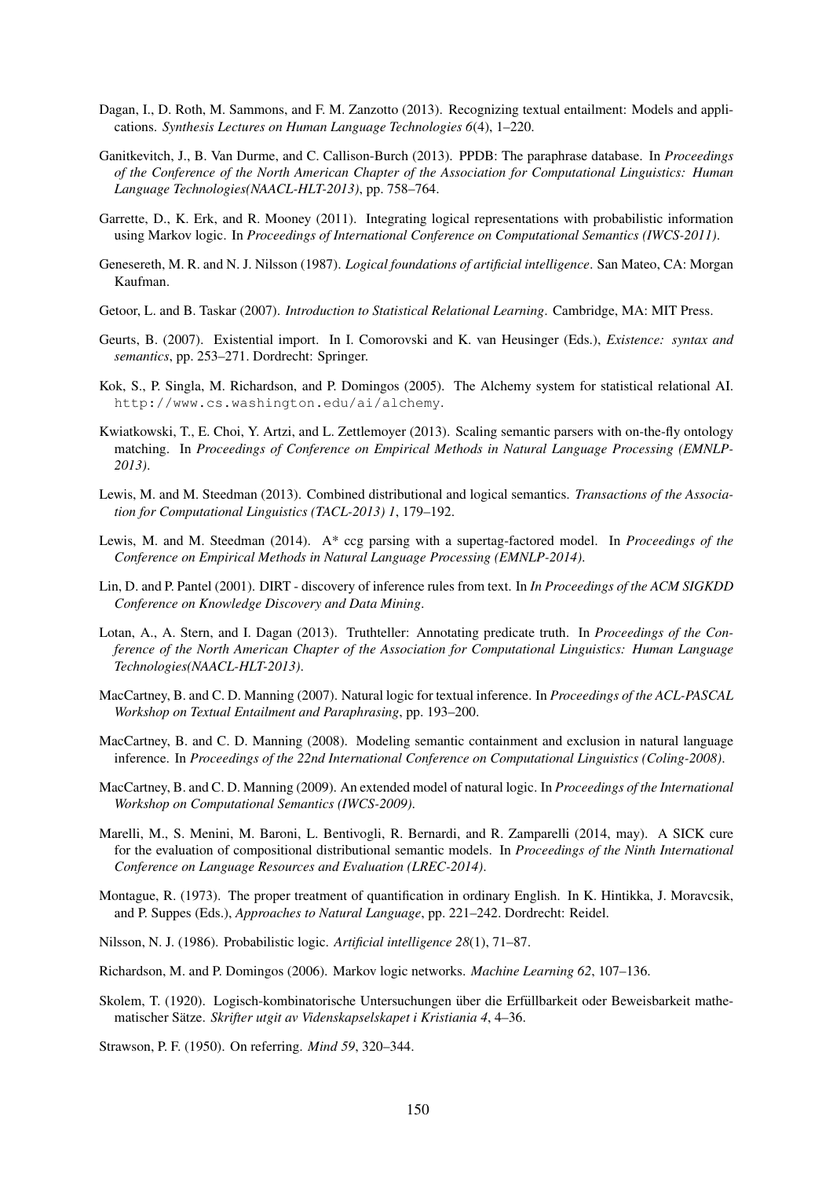Dagan, I., D. Roth, M. Sammons, and F. M. Zanzotto (2013). Recognizing textual entailment: Models and applications. *Synthesis Lectures on Human Language Technologies 6*(4), 1–220.

Ganitkevitch, J., B. Van Durme, and C. Callison-Burch (2013). PPDB: The paraphrase database. In *Proceedings of the Conference of the North American Chapter of the Association for Computational Linguistics: Human Language Technologies(NAACL-HLT-2013)*, pp. 758–764.

Garrette, D., K. Erk, and R. Mooney (2011). Integrating logical representations with probabilistic information using Markov logic. In *Proceedings of International Conference on Computational Semantics (IWCS-2011)*.

Genesereth, M. R. and N. J. Nilsson (1987). *Logical foundations of artificial intelligence*. San Mateo, CA: Morgan Kaufman.

Getoor, L. and B. Taskar (2007). *Introduction to Statistical Relational Learning*. Cambridge, MA: MIT Press.

Geurts, B. (2007). Existential import. In I. Comorovski and K. van Heusinger (Eds.), *Existence: syntax and semantics*, pp. 253–271. Dordrecht: Springer.

Kok, S., P. Singla, M. Richardson, and P. Domingos (2005). The Alchemy system for statistical relational AI. `http://www.cs.washington.edu/ai/alchemy`.

Kwiatkowski, T., E. Choi, Y. Artzi, and L. Zettlemoyer (2013). Scaling semantic parsers with on-the-fly ontology matching. In *Proceedings of Conference on Empirical Methods in Natural Language Processing (EMNLP-2013)*.

Lewis, M. and M. Steedman (2013). Combined distributional and logical semantics. *Transactions of the Association for Computational Linguistics (TACL-2013) 1*, 179–192.

Lewis, M. and M. Steedman (2014). A* ccg parsing with a supertag-factored model. In *Proceedings of the Conference on Empirical Methods in Natural Language Processing (EMNLP-2014)*.

Lin, D. and P. Pantel (2001). DIRT - discovery of inference rules from text. In *In Proceedings of the ACM SIGKDD Conference on Knowledge Discovery and Data Mining*.

Lotan, A., A. Stern, and I. Dagan (2013). Truthteller: Annotating predicate truth. In *Proceedings of the Conference of the North American Chapter of the Association for Computational Linguistics: Human Language Technologies(NAACL-HLT-2013)*.

MacCartney, B. and C. D. Manning (2007). Natural logic for textual inference. In *Proceedings of the ACL-PASCAL Workshop on Textual Entailment and Paraphrasing*, pp. 193–200.

MacCartney, B. and C. D. Manning (2008). Modeling semantic containment and exclusion in natural language inference. In *Proceedings of the 22nd International Conference on Computational Linguistics (Coling-2008)*.

MacCartney, B. and C. D. Manning (2009). An extended model of natural logic. In *Proceedings of the International Workshop on Computational Semantics (IWCS-2009)*.

Marelli, M., S. Menini, M. Baroni, L. Bentivogli, R. Bernardi, and R. Zamparelli (2014, may). A SICK cure for the evaluation of compositional distributional semantic models. In *Proceedings of the Ninth International Conference on Language Resources and Evaluation (LREC-2014)*.

Montague, R. (1973). The proper treatment of quantification in ordinary English. In K. Hintikka, J. Moravcsik, and P. Suppes (Eds.), *Approaches to Natural Language*, pp. 221–242. Dordrecht: Reidel.

Nilsson, N. J. (1986). Probabilistic logic. *Artificial intelligence 28*(1), 71–87.

Richardson, M. and P. Domingos (2006). Markov logic networks. *Machine Learning 62*, 107–136.

Skolem, T. (1920). Logisch-kombinatorische Untersuchungen über die Erfüllbarkeit oder Beweisbarkeit mathematischer Sätze. *Skrifter utgit av Videnskapselskapet i Kristiania 4*, 4–36.

Strawson, P. F. (1950). On referring. *Mind 59*, 320–344.